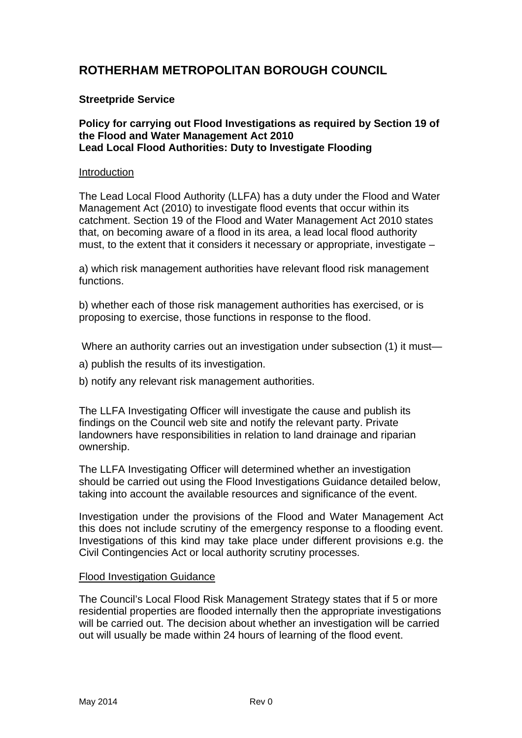# ROTHERHAM METROPOLITAN BOROUGH COUNCIL

**Streetpride Service**

**Policy for carrying out Flood Investigations as required by Section 19 of the Flood and Water Management Act 2010**
**Lead Local Flood Authorities: Duty to Investigate Flooding**

<u>Introduction</u>

The Lead Local Flood Authority (LLFA) has a duty under the Flood and Water Management Act (2010) to investigate flood events that occur within its catchment. Section 19 of the Flood and Water Management Act 2010 states that, on becoming aware of a flood in its area, a lead local flood authority must, to the extent that it considers it necessary or appropriate, investigate –

a) which risk management authorities have relevant flood risk management functions.

b) whether each of those risk management authorities has exercised, or is proposing to exercise, those functions in response to the flood.

Where an authority carries out an investigation under subsection (1) it must—

a) publish the results of its investigation.

b) notify any relevant risk management authorities.

The LLFA Investigating Officer will investigate the cause and publish its findings on the Council web site and notify the relevant party. Private landowners have responsibilities in relation to land drainage and riparian ownership.

The LLFA Investigating Officer will determined whether an investigation should be carried out using the Flood Investigations Guidance detailed below, taking into account the available resources and significance of the event.

Investigation under the provisions of the Flood and Water Management Act this does not include scrutiny of the emergency response to a flooding event. Investigations of this kind may take place under different provisions e.g. the Civil Contingencies Act or local authority scrutiny processes.

<u>Flood Investigation Guidance</u>

The Council's Local Flood Risk Management Strategy states that if 5 or more residential properties are flooded internally then the appropriate investigations will be carried out. The decision about whether an investigation will be carried out will usually be made within 24 hours of learning of the flood event.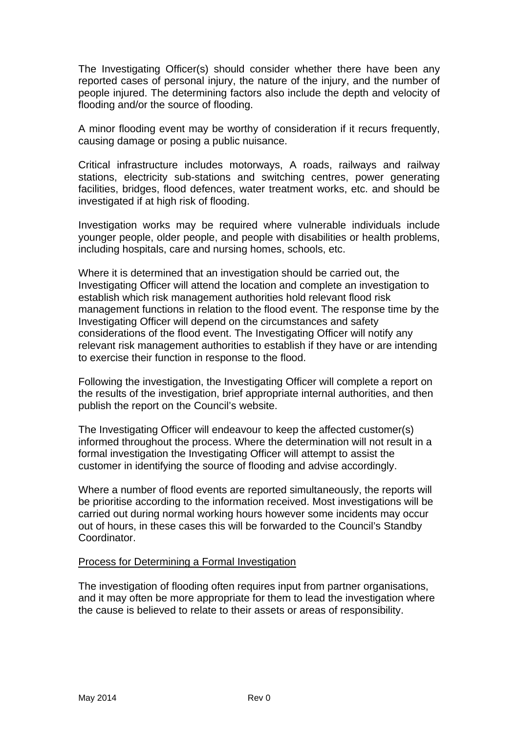The Investigating Officer(s) should consider whether there have been any reported cases of personal injury, the nature of the injury, and the number of people injured. The determining factors also include the depth and velocity of flooding and/or the source of flooding.

A minor flooding event may be worthy of consideration if it recurs frequently, causing damage or posing a public nuisance.

Critical infrastructure includes motorways, A roads, railways and railway stations, electricity sub-stations and switching centres, power generating facilities, bridges, flood defences, water treatment works, etc. and should be investigated if at high risk of flooding.

Investigation works may be required where vulnerable individuals include younger people, older people, and people with disabilities or health problems, including hospitals, care and nursing homes, schools, etc.

Where it is determined that an investigation should be carried out, the Investigating Officer will attend the location and complete an investigation to establish which risk management authorities hold relevant flood risk management functions in relation to the flood event. The response time by the Investigating Officer will depend on the circumstances and safety considerations of the flood event. The Investigating Officer will notify any relevant risk management authorities to establish if they have or are intending to exercise their function in response to the flood.

Following the investigation, the Investigating Officer will complete a report on the results of the investigation, brief appropriate internal authorities, and then publish the report on the Council's website.

The Investigating Officer will endeavour to keep the affected customer(s) informed throughout the process. Where the determination will not result in a formal investigation the Investigating Officer will attempt to assist the customer in identifying the source of flooding and advise accordingly.

Where a number of flood events are reported simultaneously, the reports will be prioritise according to the information received. Most investigations will be carried out during normal working hours however some incidents may occur out of hours, in these cases this will be forwarded to the Council's Standby Coordinator.

<u>Process for Determining a Formal Investigation</u>

The investigation of flooding often requires input from partner organisations, and it may often be more appropriate for them to lead the investigation where the cause is believed to relate to their assets or areas of responsibility.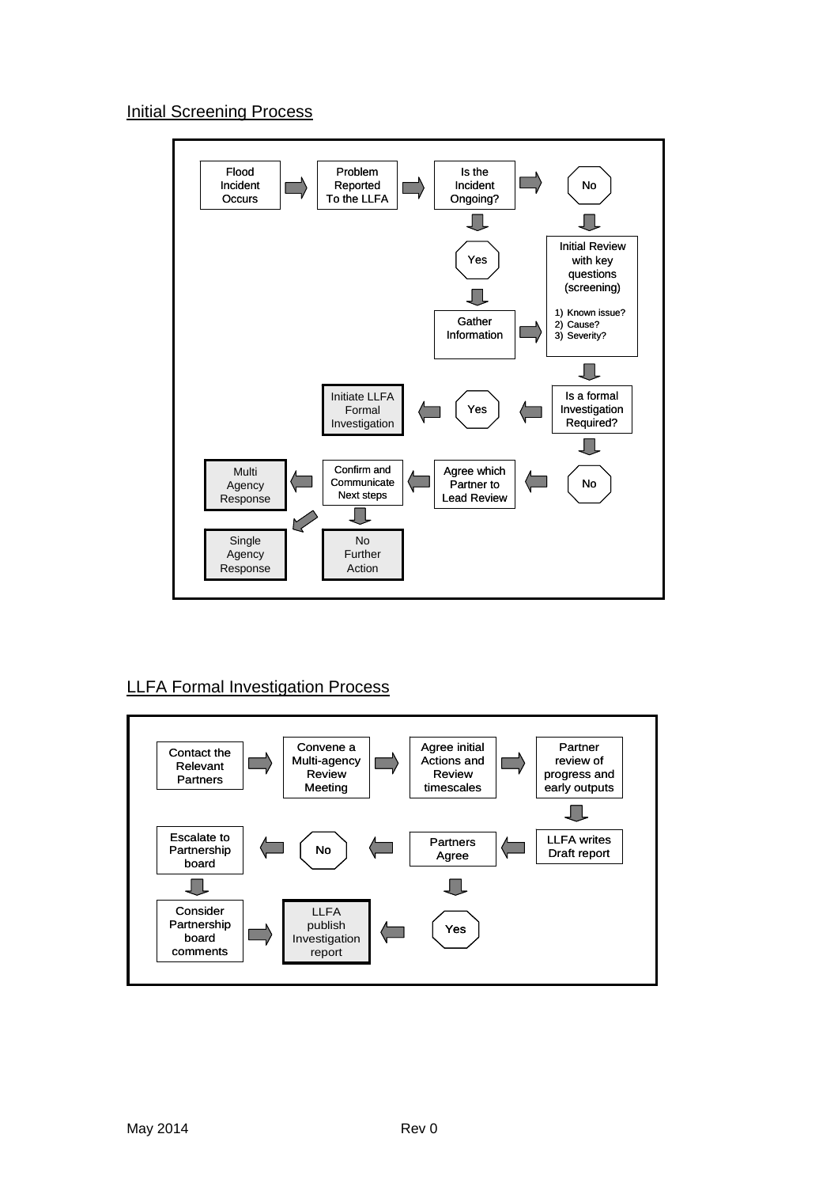## Initial Screening Process

- Flood Incident Occurs → Problem Reported To the LLFA → Is the Incident Ongoing?
  - Yes → Gather Information → Initial Review with key questions (screening)
  - No → Initial Review with key questions (screening)
    1) Known issue?
    2) Cause?
    3) Severity?
- Initial Review → Is a formal Investigation Required?
  - Yes → Initiate LLFA Formal Investigation
  - No → Agree which Partner to Lead Review → Confirm and Communicate Next steps
    - Multi Agency Response
    - Single Agency Response
    - No Further Action

## LLFA Formal Investigation Process

- Contact the Relevant Partners → Convene a Multi-agency Review Meeting → Agree initial Actions and Review timescales → Partner review of progress and early outputs → LLFA writes Draft report → Partners Agree
  - No → Escalate to Partnership board → Consider Partnership board comments → LLFA publish Investigation report
  - Yes → LLFA publish Investigation report

May 2014 Rev 0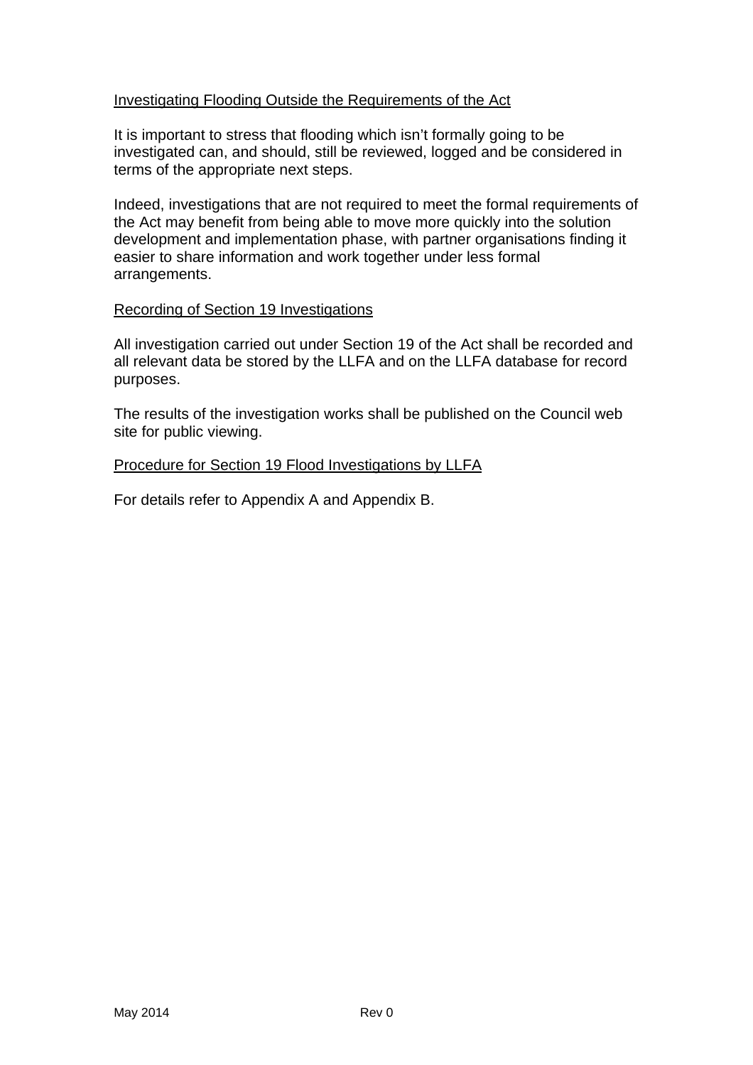Investigating Flooding Outside the Requirements of the Act

It is important to stress that flooding which isn't formally going to be investigated can, and should, still be reviewed, logged and be considered in terms of the appropriate next steps.

Indeed, investigations that are not required to meet the formal requirements of the Act may benefit from being able to move more quickly into the solution development and implementation phase, with partner organisations finding it easier to share information and work together under less formal arrangements.

Recording of Section 19 Investigations

All investigation carried out under Section 19 of the Act shall be recorded and all relevant data be stored by the LLFA and on the LLFA database for record purposes.

The results of the investigation works shall be published on the Council web site for public viewing.

Procedure for Section 19 Flood Investigations by LLFA

For details refer to Appendix A and Appendix B.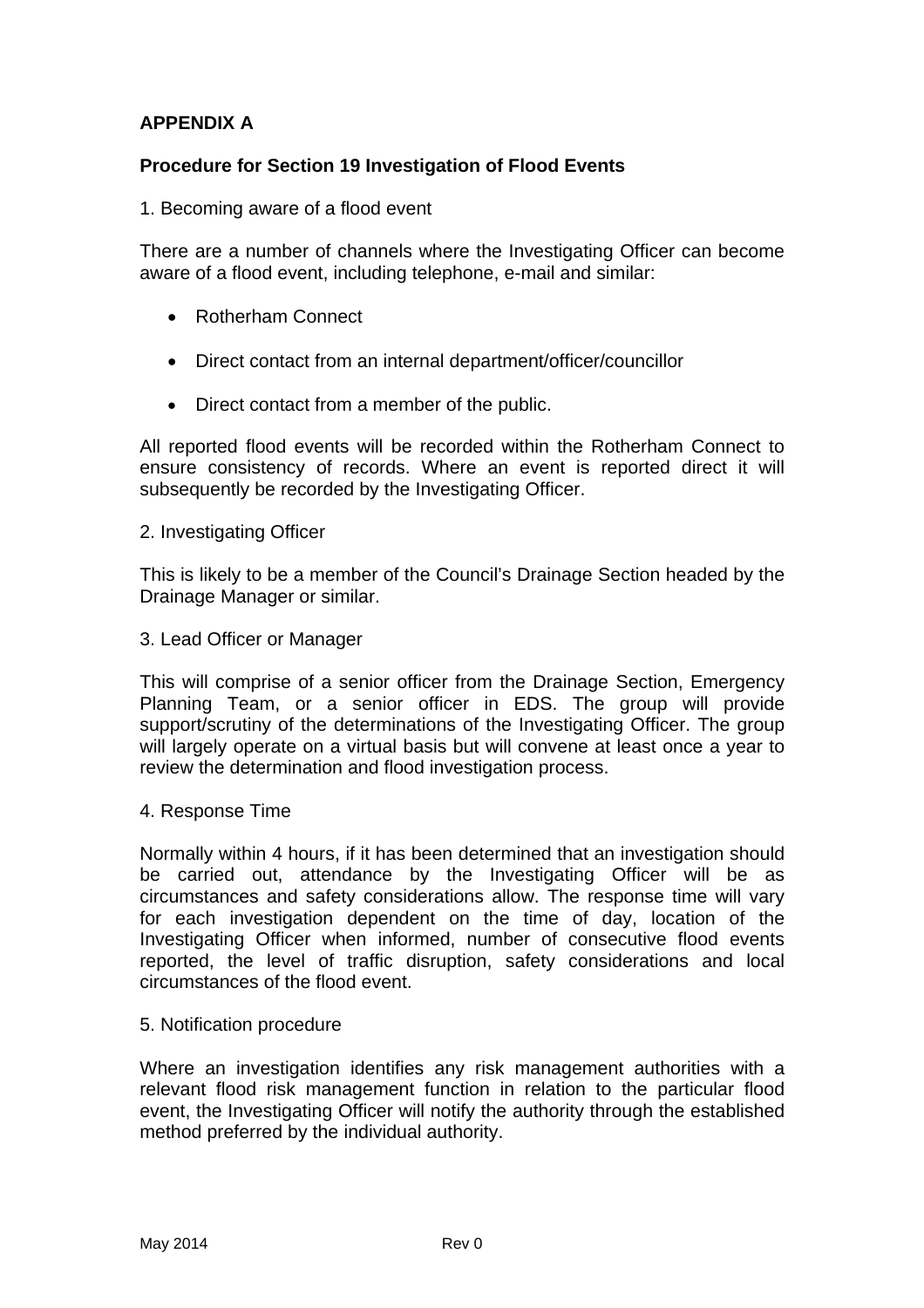**APPENDIX A**

**Procedure for Section 19 Investigation of Flood Events**

1. Becoming aware of a flood event

There are a number of channels where the Investigating Officer can become aware of a flood event, including telephone, e-mail and similar:

- Rotherham Connect
- Direct contact from an internal department/officer/councillor
- Direct contact from a member of the public.

All reported flood events will be recorded within the Rotherham Connect to ensure consistency of records. Where an event is reported direct it will subsequently be recorded by the Investigating Officer.

2. Investigating Officer

This is likely to be a member of the Council's Drainage Section headed by the Drainage Manager or similar.

3. Lead Officer or Manager

This will comprise of a senior officer from the Drainage Section, Emergency Planning Team, or a senior officer in EDS. The group will provide support/scrutiny of the determinations of the Investigating Officer. The group will largely operate on a virtual basis but will convene at least once a year to review the determination and flood investigation process.

4. Response Time

Normally within 4 hours, if it has been determined that an investigation should be carried out, attendance by the Investigating Officer will be as circumstances and safety considerations allow. The response time will vary for each investigation dependent on the time of day, location of the Investigating Officer when informed, number of consecutive flood events reported, the level of traffic disruption, safety considerations and local circumstances of the flood event.

5. Notification procedure

Where an investigation identifies any risk management authorities with a relevant flood risk management function in relation to the particular flood event, the Investigating Officer will notify the authority through the established method preferred by the individual authority.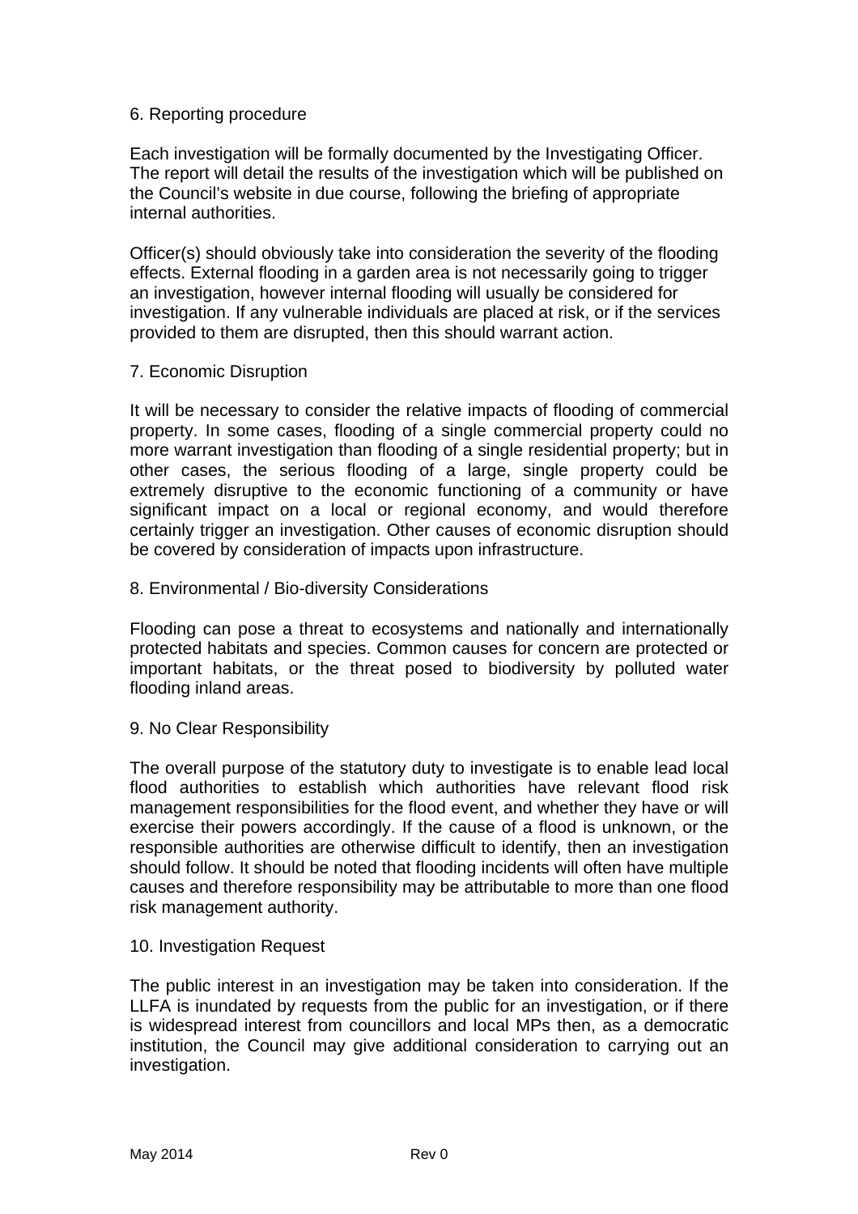## 6. Reporting procedure

Each investigation will be formally documented by the Investigating Officer. The report will detail the results of the investigation which will be published on the Council's website in due course, following the briefing of appropriate internal authorities.

Officer(s) should obviously take into consideration the severity of the flooding effects. External flooding in a garden area is not necessarily going to trigger an investigation, however internal flooding will usually be considered for investigation. If any vulnerable individuals are placed at risk, or if the services provided to them are disrupted, then this should warrant action.

## 7. Economic Disruption

It will be necessary to consider the relative impacts of flooding of commercial property. In some cases, flooding of a single commercial property could no more warrant investigation than flooding of a single residential property; but in other cases, the serious flooding of a large, single property could be extremely disruptive to the economic functioning of a community or have significant impact on a local or regional economy, and would therefore certainly trigger an investigation. Other causes of economic disruption should be covered by consideration of impacts upon infrastructure.

## 8. Environmental / Bio-diversity Considerations

Flooding can pose a threat to ecosystems and nationally and internationally protected habitats and species. Common causes for concern are protected or important habitats, or the threat posed to biodiversity by polluted water flooding inland areas.

## 9. No Clear Responsibility

The overall purpose of the statutory duty to investigate is to enable lead local flood authorities to establish which authorities have relevant flood risk management responsibilities for the flood event, and whether they have or will exercise their powers accordingly. If the cause of a flood is unknown, or the responsible authorities are otherwise difficult to identify, then an investigation should follow. It should be noted that flooding incidents will often have multiple causes and therefore responsibility may be attributable to more than one flood risk management authority.

## 10. Investigation Request

The public interest in an investigation may be taken into consideration. If the LLFA is inundated by requests from the public for an investigation, or if there is widespread interest from councillors and local MPs then, as a democratic institution, the Council may give additional consideration to carrying out an investigation.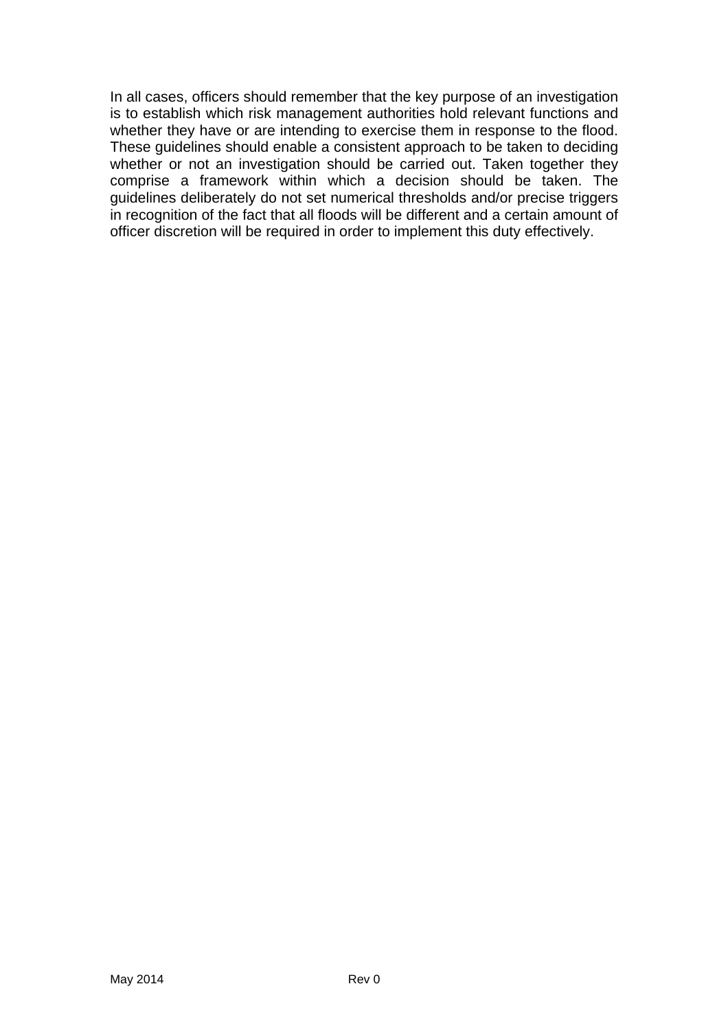In all cases, officers should remember that the key purpose of an investigation is to establish which risk management authorities hold relevant functions and whether they have or are intending to exercise them in response to the flood. These guidelines should enable a consistent approach to be taken to deciding whether or not an investigation should be carried out. Taken together they comprise a framework within which a decision should be taken. The guidelines deliberately do not set numerical thresholds and/or precise triggers in recognition of the fact that all floods will be different and a certain amount of officer discretion will be required in order to implement this duty effectively.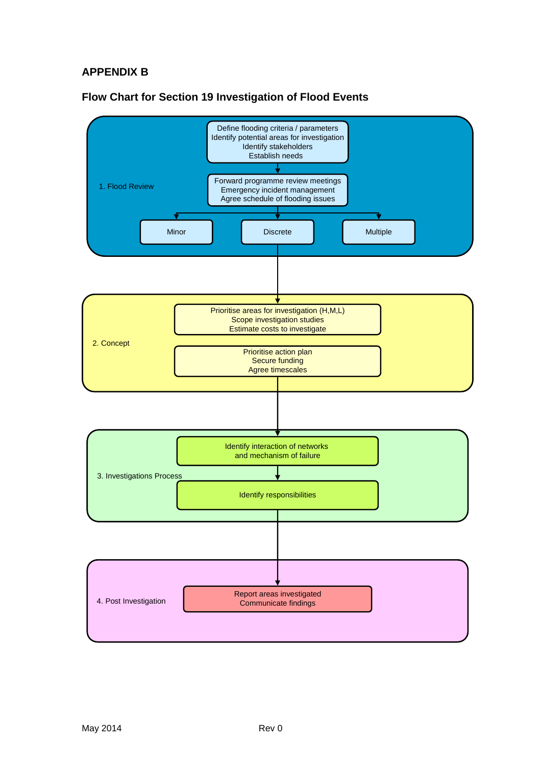## APPENDIX B

### Flow Chart for Section 19 Investigation of Flood Events

1. Flood Review

Define flooding criteria / parameters
Identify potential areas for investigation
Identify stakeholders
Establish needs

Forward programme review meetings
Emergency incident management
Agree schedule of flooding issues

Minor

Discrete

Multiple

2. Concept

Prioritise areas for investigation (H,M,L)
Scope investigation studies
Estimate costs to investigate

Prioritise action plan
Secure funding
Agree timescales

3. Investigations Process

Identify interaction of networks
and mechanism of failure

Identify responsibilities

4. Post Investigation

Report areas investigated
Communicate findings

May 2014 Rev 0